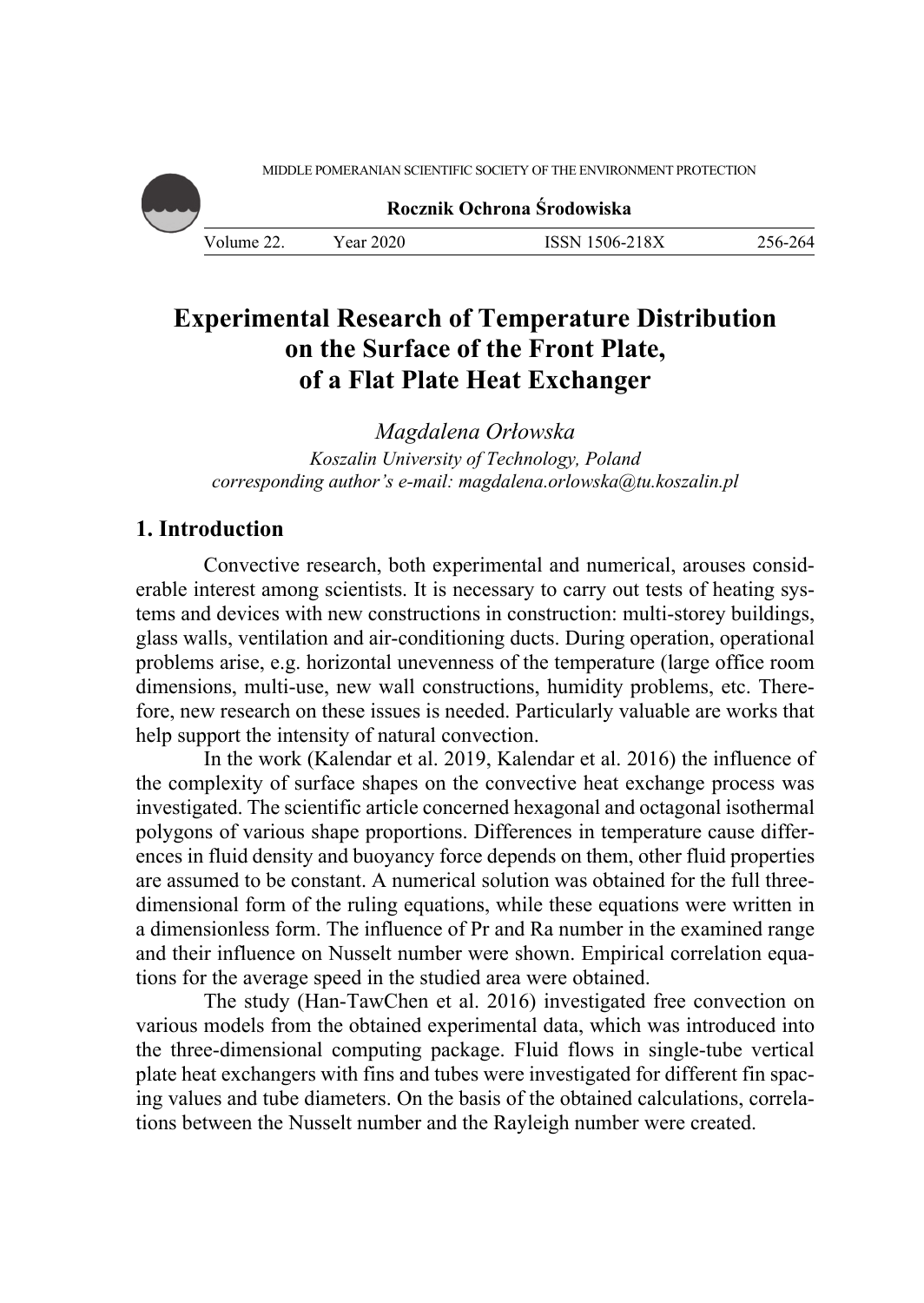# Experimental Research of Temperature Distribution on the Surface of the Front Plate, of a Flat Plate Heat Exchanger

*Magdalena Orłowska*

*Koszalin University of Technology, Poland*

*corresponding author's e-mail: magdalena.orlowska@tu.koszalin.pl*

## 1. Introduction

Convective research, both experimental and numerical, arouses considerable interest among scientists. It is necessary to carry out tests of heating systems and devices with new constructions in construction: multi-storey buildings, glass walls, ventilation and air-conditioning ducts. During operation, operational problems arise, e.g. horizontal unevenness of the temperature (large office room dimensions, multi-use, new wall constructions, humidity problems, etc. Therefore, new research on these issues is needed. Particularly valuable are works that help support the intensity of natural convection.

In the work (Kalendar et al. 2019, Kalendar et al. 2016) the influence of the complexity of surface shapes on the convective heat exchange process was investigated. The scientific article concerned hexagonal and octagonal isothermal polygons of various shape proportions. Differences in temperature cause differences in fluid density and buoyancy force depends on them, other fluid properties are assumed to be constant. A numerical solution was obtained for the full three-dimensional form of the ruling equations, while these equations were written in a dimensionless form. The influence of Pr and Ra number in the examined range and their influence on Nusselt number were shown. Empirical correlation equations for the average speed in the studied area were obtained.

The study (Han-TawChen et al. 2016) investigated free convection on various models from the obtained experimental data, which was introduced into the three-dimensional computing package. Fluid flows in single-tube vertical plate heat exchangers with fins and tubes were investigated for different fin spacing values and tube diameters. On the basis of the obtained calculations, correlations between the Nusselt number and the Rayleigh number were created.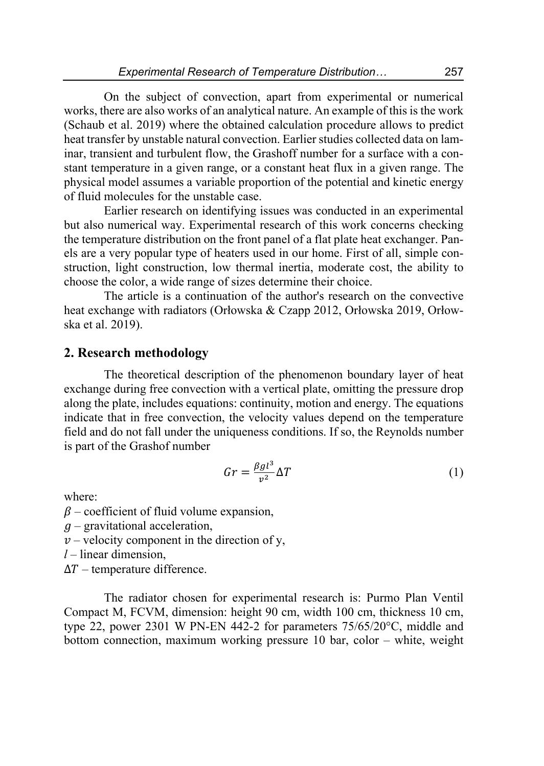On the subject of convection, apart from experimental or numerical works, there are also works of an analytical nature. An example of this is the work (Schaub et al. 2019) where the obtained calculation procedure allows to predict heat transfer by unstable natural convection. Earlier studies collected data on laminar, transient and turbulent flow, the Grashoff number for a surface with a constant temperature in a given range, or a constant heat flux in a given range. The physical model assumes a variable proportion of the potential and kinetic energy of fluid molecules for the unstable case.

Earlier research on identifying issues was conducted in an experimental but also numerical way. Experimental research of this work concerns checking the temperature distribution on the front panel of a flat plate heat exchanger. Panels are a very popular type of heaters used in our home. First of all, simple construction, light construction, low thermal inertia, moderate cost, the ability to choose the color, a wide range of sizes determine their choice.

The article is a continuation of the author's research on the convective heat exchange with radiators (Orłowska & Czapp 2012, Orłowska 2019, Orłowska et al. 2019).

## 2. Research methodology

The theoretical description of the phenomenon boundary layer of heat exchange during free convection with a vertical plate, omitting the pressure drop along the plate, includes equations: continuity, motion and energy. The equations indicate that in free convection, the velocity values depend on the temperature field and do not fall under the uniqueness conditions. If so, the Reynolds number is part of the Grashof number

$$Gr = \frac{\beta g l^3}{v^2} \Delta T \tag{1}$$

where:

$\beta$ – coefficient of fluid volume expansion,
$g$ – gravitational acceleration,
$v$ – velocity component in the direction of y,
$l$ – linear dimension,
$\Delta T$ – temperature difference.

The radiator chosen for experimental research is: Purmo Plan Ventil Compact M, FCVM, dimension: height 90 cm, width 100 cm, thickness 10 cm, type 22, power 2301 W PN-EN 442-2 for parameters 75/65/20°C, middle and bottom connection, maximum working pressure 10 bar, color – white, weight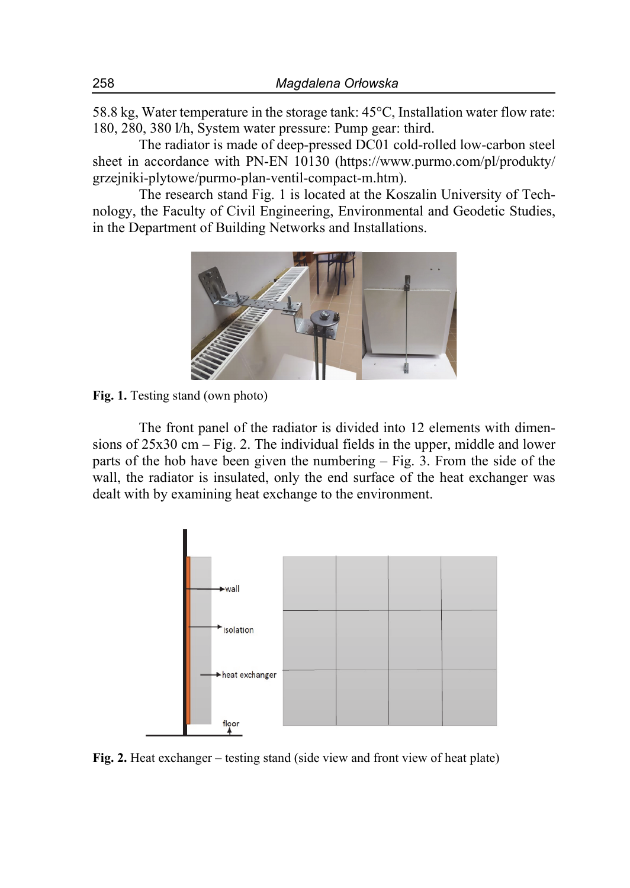58.8 kg, Water temperature in the storage tank: 45°C, Installation water flow rate: 180, 280, 380 l/h, System water pressure: Pump gear: third.

The radiator is made of deep-pressed DC01 cold-rolled low-carbon steel sheet in accordance with PN-EN 10130 (https://www.purmo.com/pl/produkty/grzejniki-plytowe/purmo-plan-ventil-compact-m.htm).

The research stand Fig. 1 is located at the Koszalin University of Technology, the Faculty of Civil Engineering, Environmental and Geodetic Studies, in the Department of Building Networks and Installations.

**Fig. 1.** Testing stand (own photo)

The front panel of the radiator is divided into 12 elements with dimensions of 25x30 cm – Fig. 2. The individual fields in the upper, middle and lower parts of the hob have been given the numbering – Fig. 3. From the side of the wall, the radiator is insulated, only the end surface of the heat exchanger was dealt with by examining heat exchange to the environment.

**Fig. 2.** Heat exchanger – testing stand (side view and front view of heat plate)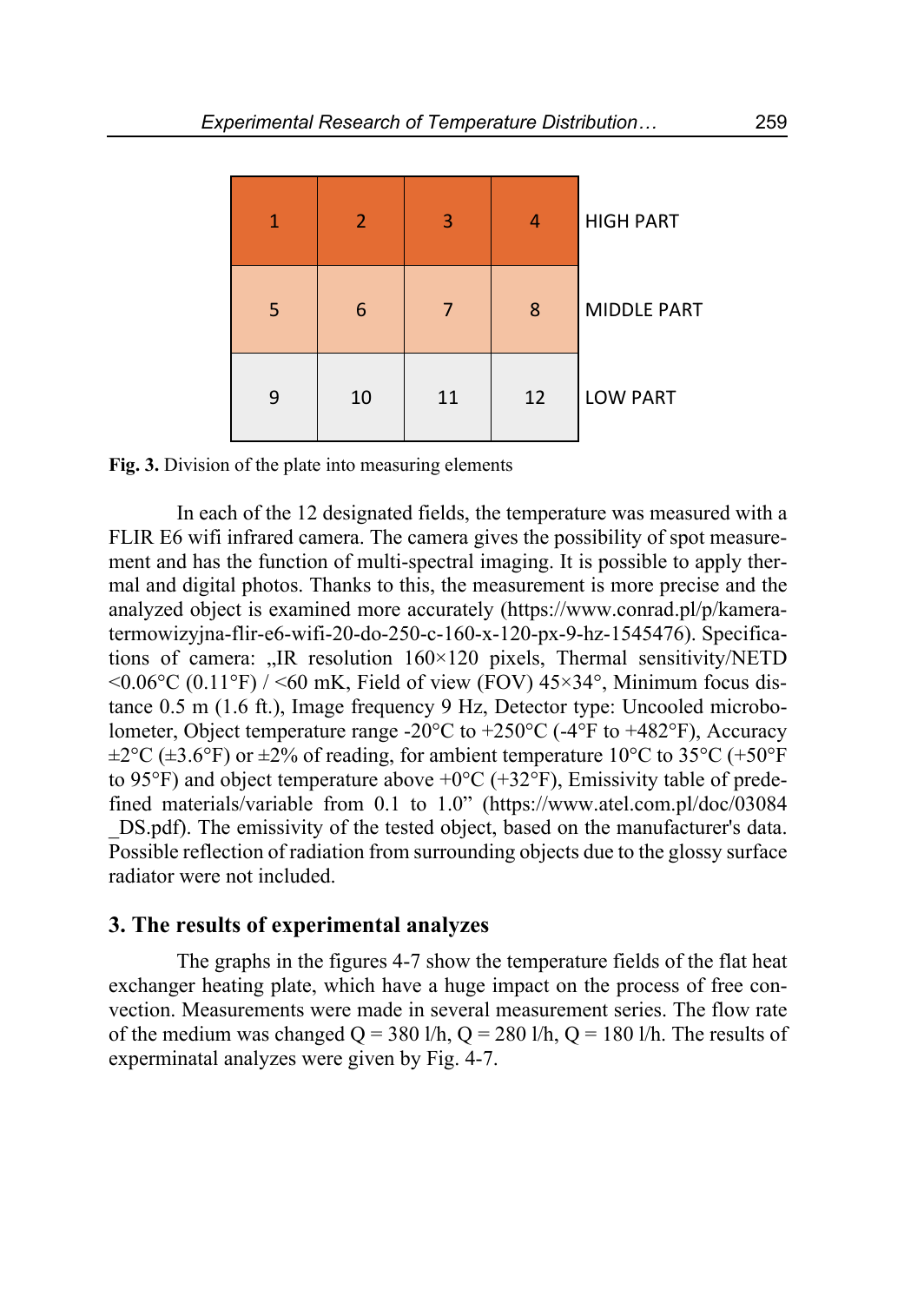| 1 | 2 | 3 | 4 | HIGH PART |
|---|---|---|---|---|
| 5 | 6 | 7 | 8 | MIDDLE PART |
| 9 | 10 | 11 | 12 | LOW PART |

**Fig. 3.** Division of the plate into measuring elements

In each of the 12 designated fields, the temperature was measured with a FLIR E6 wifi infrared camera. The camera gives the possibility of spot measurement and has the function of multi-spectral imaging. It is possible to apply thermal and digital photos. Thanks to this, the measurement is more precise and the analyzed object is examined more accurately (https://www.conrad.pl/p/kamera-termowizyjna-flir-e6-wifi-20-do-250-c-160-x-120-px-9-hz-1545476). Specifications of camera: „IR resolution 160×120 pixels, Thermal sensitivity/NETD <0.06°C (0.11°F) / <60 mK, Field of view (FOV) 45×34°, Minimum focus distance 0.5 m (1.6 ft.), Image frequency 9 Hz, Detector type: Uncooled microbolometer, Object temperature range -20°C to +250°C (-4°F to +482°F), Accuracy ±2°C (±3.6°F) or ±2% of reading, for ambient temperature 10°C to 35°C (+50°F to 95°F) and object temperature above +0°C (+32°F), Emissivity table of predefined materials/variable from 0.1 to 1.0" (https://www.atel.com.pl/doc/03084_DS.pdf). The emissivity of the tested object, based on the manufacturer's data. Possible reflection of radiation from surrounding objects due to the glossy surface radiator were not included.

## 3. The results of experimental analyzes

The graphs in the figures 4-7 show the temperature fields of the flat heat exchanger heating plate, which have a huge impact on the process of free convection. Measurements were made in several measurement series. The flow rate of the medium was changed Q = 380 l/h, Q = 280 l/h, Q = 180 l/h. The results of experminatal analyzes were given by Fig. 4-7.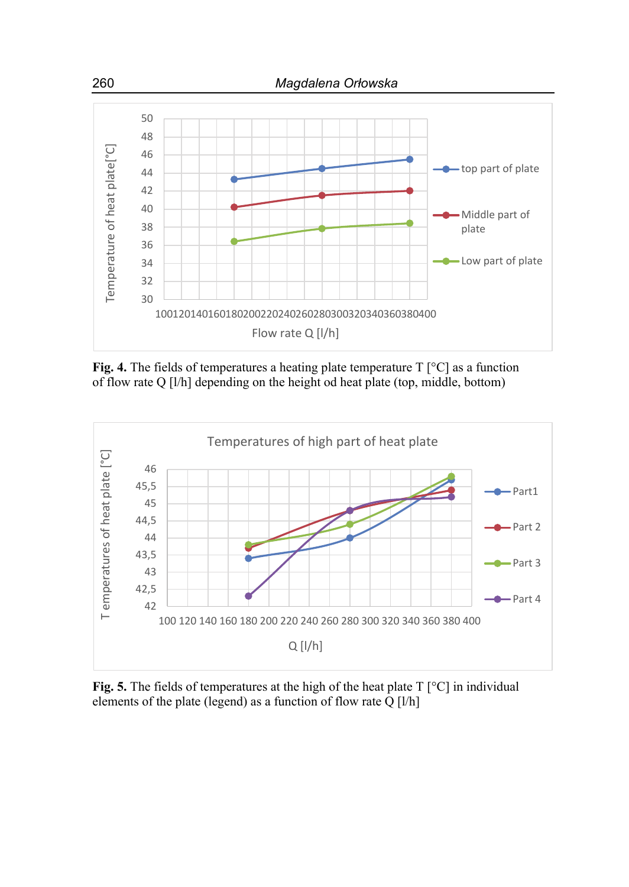**Fig. 4.** The fields of temperatures a heating plate temperature T [°C] as a function of flow rate Q [l/h] depending on the height od heat plate (top, middle, bottom)

**Fig. 5.** The fields of temperatures at the high of the heat plate T [°C] in individual elements of the plate (legend) as a function of flow rate Q [l/h]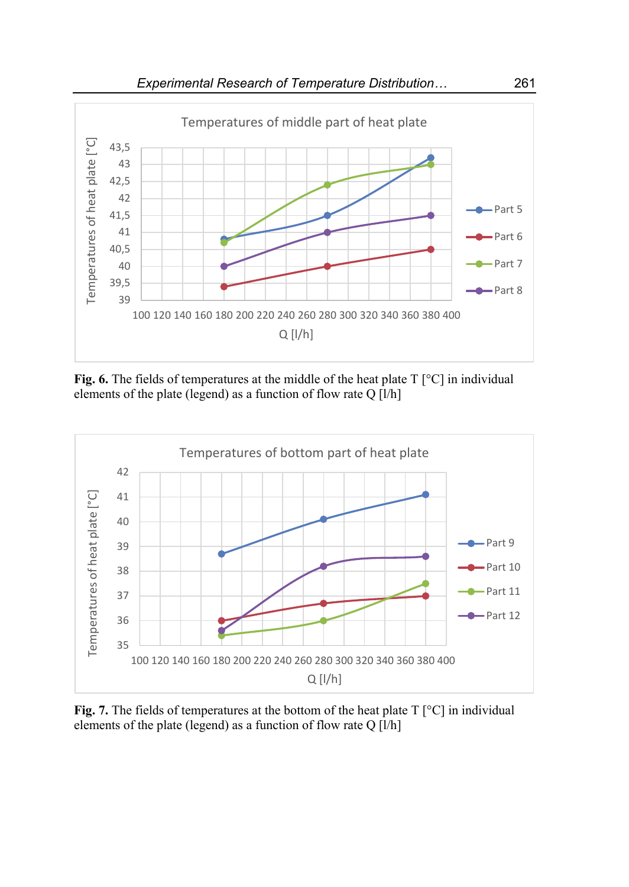**Fig. 6.** The fields of temperatures at the middle of the heat plate T [°C] in individual elements of the plate (legend) as a function of flow rate Q [l/h]

**Fig. 7.** The fields of temperatures at the bottom of the heat plate T [°C] in individual elements of the plate (legend) as a function of flow rate Q [l/h]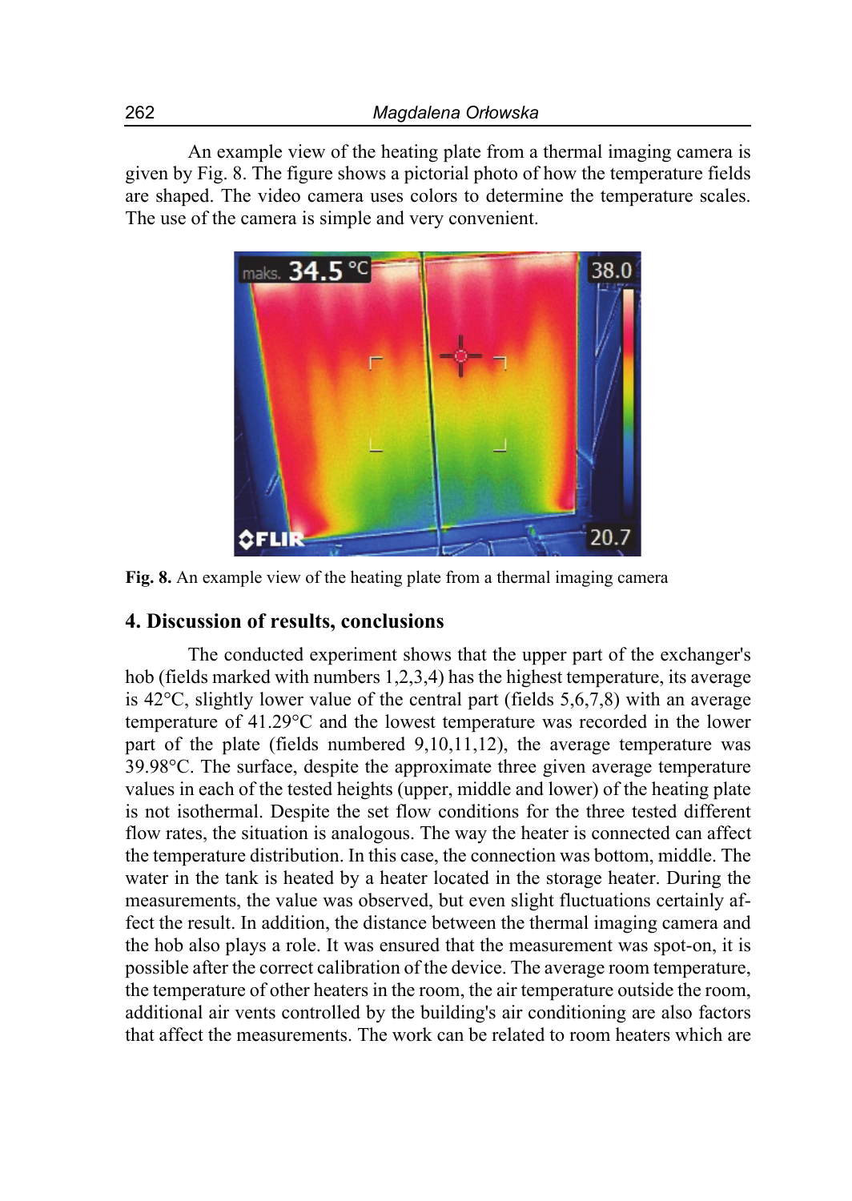An example view of the heating plate from a thermal imaging camera is given by Fig. 8. The figure shows a pictorial photo of how the temperature fields are shaped. The video camera uses colors to determine the temperature scales. The use of the camera is simple and very convenient.

**Fig. 8.** An example view of the heating plate from a thermal imaging camera

## 4. Discussion of results, conclusions

The conducted experiment shows that the upper part of the exchanger's hob (fields marked with numbers 1,2,3,4) has the highest temperature, its average is 42°C, slightly lower value of the central part (fields 5,6,7,8) with an average temperature of 41.29°C and the lowest temperature was recorded in the lower part of the plate (fields numbered 9,10,11,12), the average temperature was 39.98°C. The surface, despite the approximate three given average temperature values in each of the tested heights (upper, middle and lower) of the heating plate is not isothermal. Despite the set flow conditions for the three tested different flow rates, the situation is analogous. The way the heater is connected can affect the temperature distribution. In this case, the connection was bottom, middle. The water in the tank is heated by a heater located in the storage heater. During the measurements, the value was observed, but even slight fluctuations certainly affect the result. In addition, the distance between the thermal imaging camera and the hob also plays a role. It was ensured that the measurement was spot-on, it is possible after the correct calibration of the device. The average room temperature, the temperature of other heaters in the room, the air temperature outside the room, additional air vents controlled by the building's air conditioning are also factors that affect the measurements. The work can be related to room heaters which are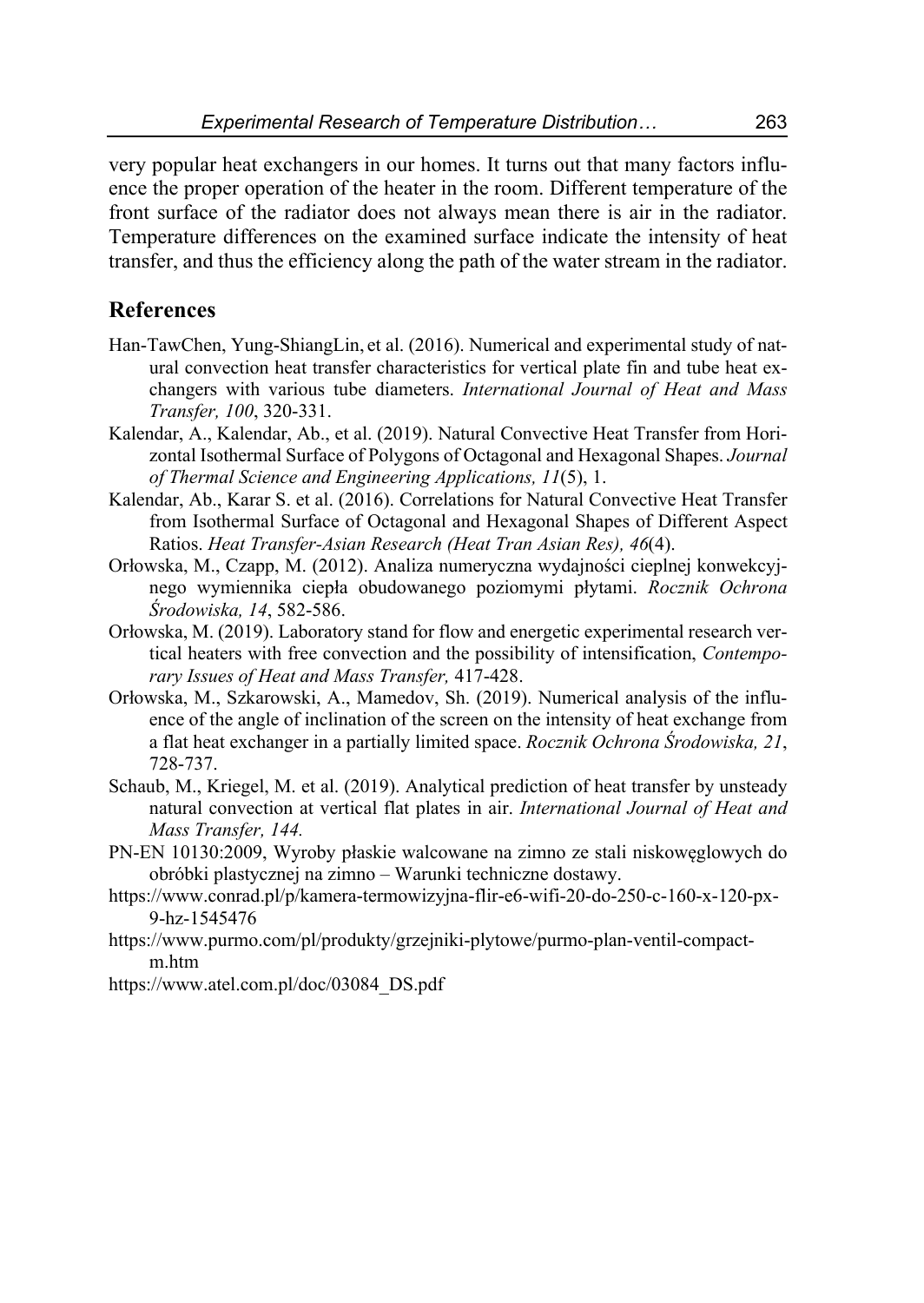very popular heat exchangers in our homes. It turns out that many factors influence the proper operation of the heater in the room. Different temperature of the front surface of the radiator does not always mean there is air in the radiator. Temperature differences on the examined surface indicate the intensity of heat transfer, and thus the efficiency along the path of the water stream in the radiator.

## References

Han-TawChen, Yung-ShiangLin, et al. (2016). Numerical and experimental study of natural convection heat transfer characteristics for vertical plate fin and tube heat exchangers with various tube diameters. *International Journal of Heat and Mass Transfer, 100*, 320-331.

Kalendar, A., Kalendar, Ab., et al. (2019). Natural Convective Heat Transfer from Horizontal Isothermal Surface of Polygons of Octagonal and Hexagonal Shapes. *Journal of Thermal Science and Engineering Applications, 11*(5), 1.

Kalendar, Ab., Karar S. et al. (2016). Correlations for Natural Convective Heat Transfer from Isothermal Surface of Octagonal and Hexagonal Shapes of Different Aspect Ratios. *Heat Transfer-Asian Research (Heat Tran Asian Res), 46*(4).

Orłowska, M., Czapp, M. (2012). Analiza numeryczna wydajności cieplnej konwekcyjnego wymiennika ciepła obudowanego poziomymi płytami. *Rocznik Ochrona Środowiska, 14*, 582-586.

Orłowska, M. (2019). Laboratory stand for flow and energetic experimental research vertical heaters with free convection and the possibility of intensification, *Contemporary Issues of Heat and Mass Transfer,* 417-428.

Orłowska, M., Szkarowski, A., Mamedov, Sh. (2019). Numerical analysis of the influence of the angle of inclination of the screen on the intensity of heat exchange from a flat heat exchanger in a partially limited space. *Rocznik Ochrona Środowiska, 21*, 728-737.

Schaub, M., Kriegel, M. et al. (2019). Analytical prediction of heat transfer by unsteady natural convection at vertical flat plates in air. *International Journal of Heat and Mass Transfer, 144.*

PN-EN 10130:2009, Wyroby płaskie walcowane na zimno ze stali niskowęglowych do obróbki plastycznej na zimno – Warunki techniczne dostawy.

https://www.conrad.pl/p/kamera-termowizyjna-flir-e6-wifi-20-do-250-c-160-x-120-px-9-hz-1545476

https://www.purmo.com/pl/produkty/grzejniki-plytowe/purmo-plan-ventil-compact-m.htm

https://www.atel.com.pl/doc/03084_DS.pdf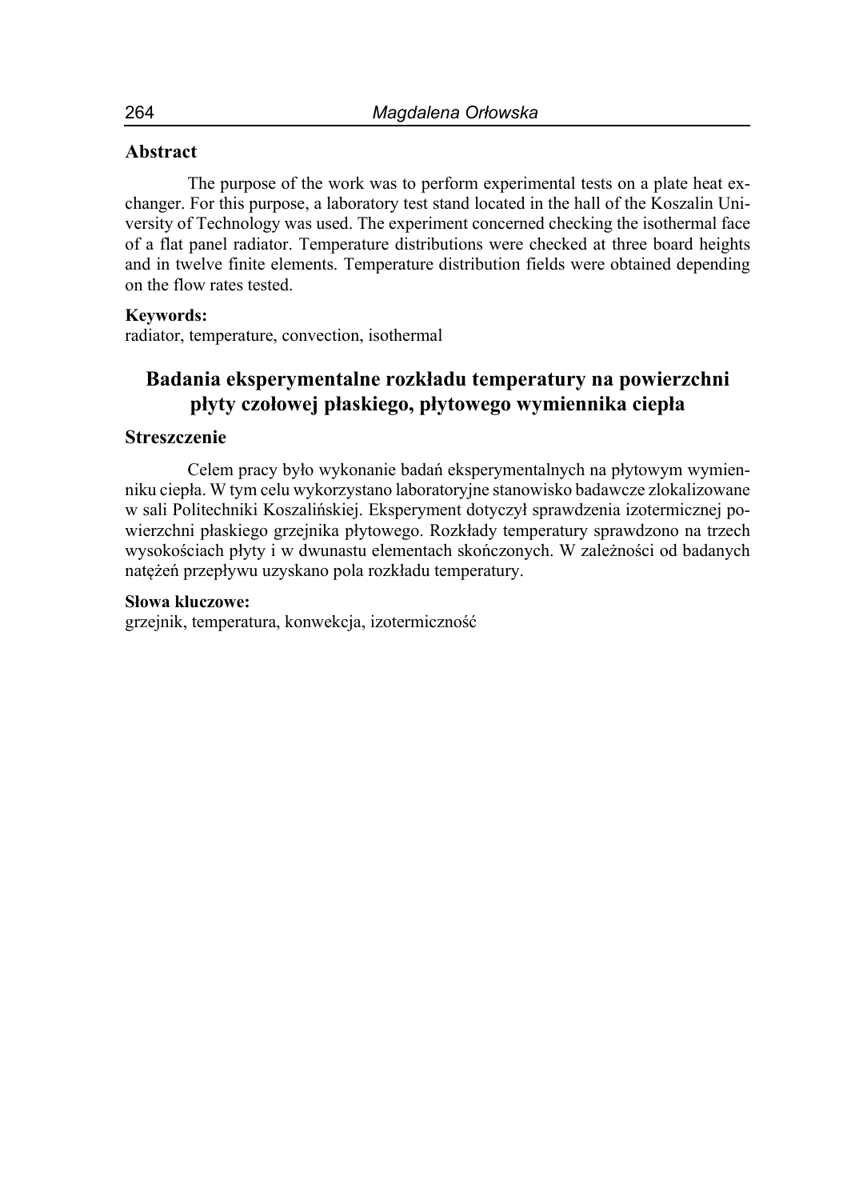## Abstract

The purpose of the work was to perform experimental tests on a plate heat exchanger. For this purpose, a laboratory test stand located in the hall of the Koszalin University of Technology was used. The experiment concerned checking the isothermal face of a flat panel radiator. Temperature distributions were checked at three board heights and in twelve finite elements. Temperature distribution fields were obtained depending on the flow rates tested.

**Keywords:**
radiator, temperature, convection, isothermal

## Badania eksperymentalne rozkładu temperatury na powierzchni płyty czołowej płaskiego, płytowego wymiennika ciepła

## Streszczenie

Celem pracy było wykonanie badań eksperymentalnych na płytowym wymienniku ciepła. W tym celu wykorzystano laboratoryjne stanowisko badawcze zlokalizowane w sali Politechniki Koszalińskiej. Eksperyment dotyczył sprawdzenia izotermicznej powierzchni płaskiego grzejnika płytowego. Rozkłady temperatury sprawdzono na trzech wysokościach płyty i w dwunastu elementach skończonych. W zależności od badanych natężeń przepływu uzyskano pola rozkładu temperatury.

**Słowa kluczowe:**
grzejnik, temperatura, konwekcja, izotermiczność